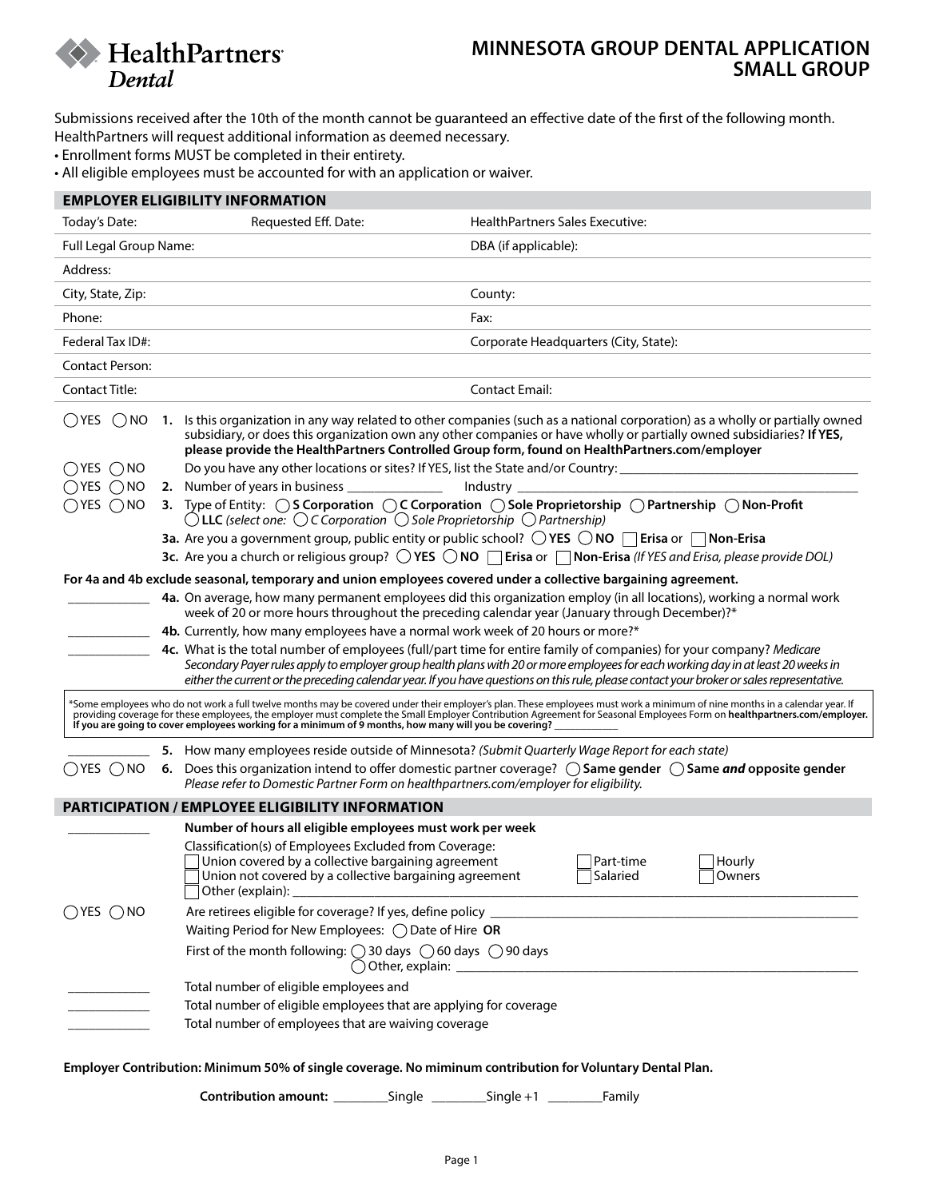HealthPartners® Dental

# MINNESOTA GROUP DENTAL APPLICATION SMALL GROUP

Submissions received after the 10th of the month cannot be guaranteed an effective date of the first of the following month. HealthPartners will request additional information as deemed necessary.

- Enrollment forms MUST be completed in their entirety.
- All eligible employees must be accounted for with an application or waiver.

## EMPLOYER ELIGIBILITY INFORMATION

| | | |
|---|---|---|
| Today's Date: | Requested Eff. Date: | HealthPartners Sales Executive: |
| Full Legal Group Name: | | DBA (if applicable): |
| Address: | | |
| City, State, Zip: | | County: |
| Phone: | | Fax: |
| Federal Tax ID#: | | Corporate Headquarters (City, State): |
| Contact Person: | | |
| Contact Title: | | Contact Email: |

◯ YES ◯ NO **1.** Is this organization in any way related to other companies (such as a national corporation) as a wholly or partially owned subsidiary, or does this organization own any other companies or have wholly or partially owned subsidiaries? **If YES, please provide the HealthPartners Controlled Group form, found on HealthPartners.com/employer**

◯ YES ◯ NO Do you have any other locations or sites? If YES, list the State and/or Country: ___________________

◯ YES ◯ NO **2.** Number of years in business ______________ Industry ___________________

◯ YES ◯ NO **3.** Type of Entity: ◯ **S Corporation** ◯ **C Corporation** ◯ **Sole Proprietorship** ◯ **Partnership** ◯ **Non-Profit** ◯ **LLC** *(select one:* ◯ *C Corporation* ◯ *Sole Proprietorship* ◯ *Partnership)*

**3a.** Are you a government group, public entity or public school? ◯ **YES** ◯ **NO** ☐ **Erisa** or ☐ **Non-Erisa**

**3c.** Are you a church or religious group? ◯ **YES** ◯ **NO** ☐ **Erisa** or ☐ **Non-Erisa** *(If YES and Erisa, please provide DOL)*

**For 4a and 4b exclude seasonal, temporary and union employees covered under a collective bargaining agreement.**

____________ **4a.** On average, how many permanent employees did this organization employ (in all locations), working a normal work week of 20 or more hours throughout the preceding calendar year (January through December)?*

____________ **4b.** Currently, how many employees have a normal work week of 20 hours or more?*

____________ **4c.** What is the total number of employees (full/part time for entire family of companies) for your company? *Medicare Secondary Payer rules apply to employer group health plans with 20 or more employees for each working day in at least 20 weeks in either the current or the preceding calendar year. If you have questions on this rule, please contact your broker or sales representative.*

*Some employees who do not work a full twelve months may be covered under their employer's plan. These employees must work a minimum of nine months in a calendar year. If providing coverage for these employees, the employer must complete the Small Employer Contribution Agreement for Seasonal Employees Form on **healthpartners.com/employer. If you are going to cover employees working for a minimum of 9 months, how many will you be covering?** ___________

____________ **5.** How many employees reside outside of Minnesota? *(Submit Quarterly Wage Report for each state)*

◯ YES ◯ NO **6.** Does this organization intend to offer domestic partner coverage? ◯ **Same gender** ◯ **Same *and* opposite gender** *Please refer to Domestic Partner Form on healthpartners.com/employer for eligibility.*

## PARTICIPATION / EMPLOYEE ELIGIBILITY INFORMATION

____________ **Number of hours all eligible employees must work per week**

Classification(s) of Employees Excluded from Coverage:

☐ Union covered by a collective bargaining agreement ☐ Part-time ☐ Hourly

☐ Union not covered by a collective bargaining agreement ☐ Salaried ☐ Owners

☐ Other (explain): ___________________

◯ YES ◯ NO Are retirees eligible for coverage? If yes, define policy ___________________

Waiting Period for New Employees: ◯ Date of Hire **OR**

First of the month following: ◯ 30 days ◯ 60 days ◯ 90 days ◯ Other, explain: ___________________

____________ Total number of eligible employees and

____________ Total number of eligible employees that are applying for coverage

____________ Total number of employees that are waiving coverage

**Employer Contribution: Minimum 50% of single coverage. No miminum contribution for Voluntary Dental Plan.**

**Contribution amount:** ________Single ________Single +1 ________Family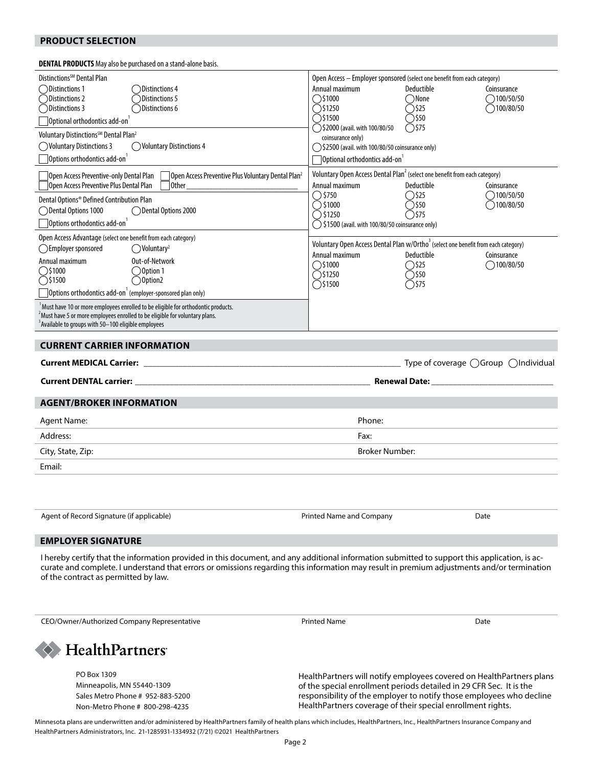## PRODUCT SELECTION

**DENTAL PRODUCTS** May also be purchased on a stand-alone basis.

**Distinctions℠ Dental Plan**

◯ Distinctions 1
◯ Distinctions 2
◯ Distinctions 3
◯ Distinctions 4
◯ Distinctions 5
◯ Distinctions 6

☐ Optional orthodontics add-on[1]

**Voluntary Distinctions℠ Dental Plan[2]**

◯ Voluntary Distinctions 3
◯ Voluntary Distinctions 4

☐ Options orthodontics add-on[1]

☐ Open Access Preventive-only Dental Plan
☐ Open Access Preventive Plus Dental Plan
☐ Open Access Preventive Plus Voluntary Dental Plan[2]
☐ Other ____________________

**Dental Options® Defined Contribution Plan**

◯ Dental Options 1000
◯ Dental Options 2000

☐ Options orthodontics add-on[1]

**Open Access Advantage** (select one benefit from each category)

◯ Employer sponsored
◯ Voluntary[2]

| Annual maximum | Out-of-Network |
|---|---|
| ◯ $1000 | ◯ Option 1 |
| ◯ $1500 | ◯ Option2 |

☐ Options orthodontics add-on[1] (employer-sponsored plan only)

[1] Must have 10 or more employees enrolled to be eligible for orthodontic products.
[2] Must have 5 or more employees enrolled to be eligible for voluntary plans.
[3] Available to groups with 50–100 eligible employees

**Open Access – Employer sponsored** (select one benefit from each category)

| Annual maximum | Deductible | Coinsurance |
|---|---|---|
| ◯ $1000 | ◯ None | ◯ 100/50/50 |
| ◯ $1250 | ◯ $25 | ◯ 100/80/50 |
| ◯ $1500 | ◯ $50 | |
| ◯ $2000 (avail. with 100/80/50 coinsurance only) | ◯ $75 | |
| ◯ $2500 (avail. with 100/80/50 coinsurance only) | | |

☐ Optional orthodontics add-on[1]

**Voluntary Open Access Dental Plan[2]** (select one benefit from each category)

| Annual maximum | Deductible | Coinsurance |
|---|---|---|
| ◯ $750 | ◯ $25 | ◯ 100/50/50 |
| ◯ $1000 | ◯ $50 | ◯ 100/80/50 |
| ◯ $1250 | ◯ $75 | |
| ◯ $1500 (avail. with 100/80/50 coinsurance only) | | |

**Voluntary Open Access Dental Plan w/Ortho[3]** (select one benefit from each category)

| Annual maximum | Deductible | Coinsurance |
|---|---|---|
| ◯ $1000 | ◯ $25 | ◯ 100/80/50 |
| ◯ $1250 | ◯ $50 | |
| ◯ $1500 | ◯ $75 | |

## CURRENT CARRIER INFORMATION

**Current MEDICAL Carrier:** ______________________________ Type of coverage ◯ Group ◯ Individual

**Current DENTAL carrier:** ______________________________ **Renewal Date:** ____________________

## AGENT/BROKER INFORMATION

| | |
|---|---|
| Agent Name: | Phone: |
| Address: | Fax: |
| City, State, Zip: | Broker Number: |
| Email: | |

Agent of Record Signature (if applicable) ______ Printed Name and Company ______ Date ______

## EMPLOYER SIGNATURE

I hereby certify that the information provided in this document, and any additional information submitted to support this application, is accurate and complete. I understand that errors or omissions regarding this information may result in premium adjustments and/or termination of the contract as permitted by law.

CEO/Owner/Authorized Company Representative ______ Printed Name ______ Date ______

**HealthPartners**

PO Box 1309
Minneapolis, MN 55440-1309
Sales Metro Phone # 952-883-5200
Non-Metro Phone # 800-298-4235

HealthPartners will notify employees covered on HealthPartners plans of the special enrollment periods detailed in 29 CFR Sec. It is the responsibility of the employer to notify those employees who decline HealthPartners coverage of their special enrollment rights.

Minnesota plans are underwritten and/or administered by HealthPartners family of health plans which includes, HealthPartners, Inc., HealthPartners Insurance Company and HealthPartners Administrators, Inc. 21-1285931-1334932 (7/21) ©2021 HealthPartners